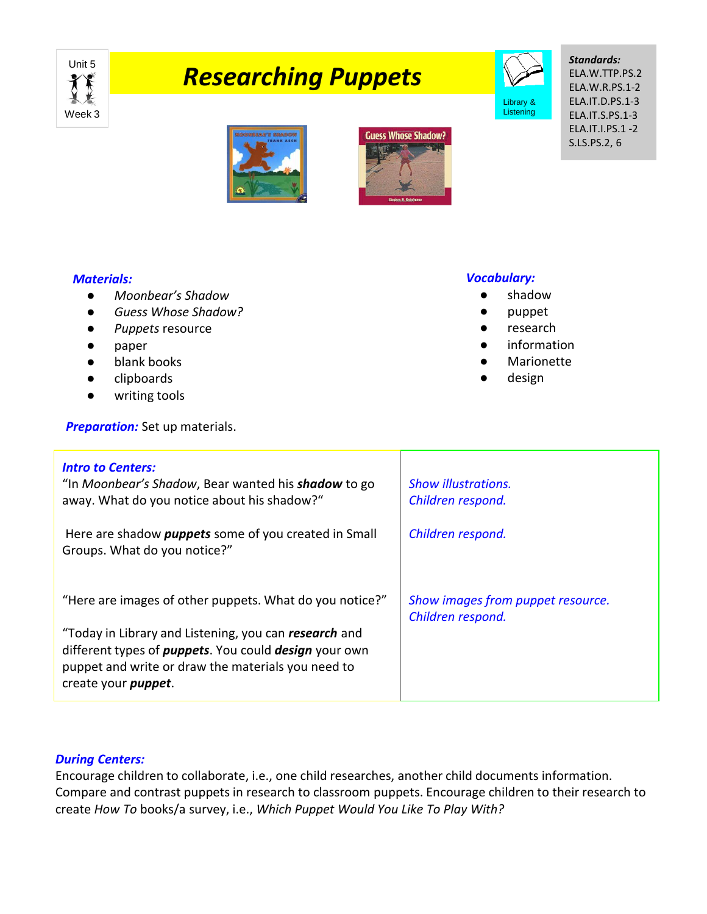Unit 5

Week 3

# *Researching Puppets*

Library & Listening

***Standards:***
ELA.W.TTP.PS.2
ELA.W.R.PS.1-2
ELA.IT.D.PS.1-3
ELA.IT.S.PS.1-3
ELA.IT.I.PS.1 -2
S.LS.PS.2, 6

***Materials:***

- *Moonbear's Shadow*
- *Guess Whose Shadow?*
- *Puppets* resource
- paper
- blank books
- clipboards
- writing tools

***Vocabulary:***

- shadow
- puppet
- research
- information
- Marionette
- design

***Preparation:*** Set up materials.

| ***Intro to Centers:*** | |
|---|---|
| "In *Moonbear's Shadow*, Bear wanted his ***shadow*** to go away. What do you notice about his shadow?" | *Show illustrations.* *Children respond.* |
| Here are shadow ***puppets*** some of you created in Small Groups. What do you notice?" | *Children respond.* |
| "Here are images of other puppets. What do you notice?" | *Show images from puppet resource.* *Children respond.* |
| "Today in Library and Listening, you can ***research*** and different types of ***puppets***. You could ***design*** your own puppet and write or draw the materials you need to create your ***puppet***. | |

***During Centers:***
Encourage children to collaborate, i.e., one child researches, another child documents information. Compare and contrast puppets in research to classroom puppets. Encourage children to their research to create *How To* books/a survey, i.e., *Which Puppet Would You Like To Play With?*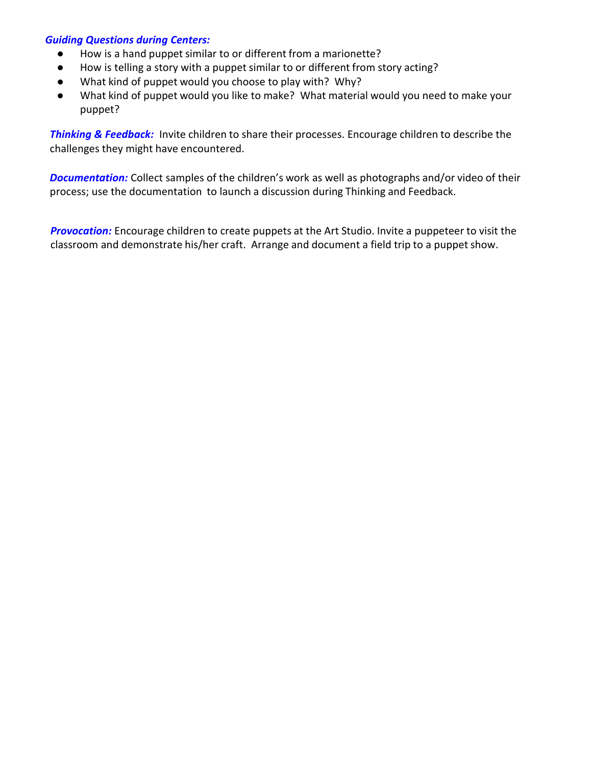***Guiding Questions during Centers:***

- How is a hand puppet similar to or different from a marionette?
- How is telling a story with a puppet similar to or different from story acting?
- What kind of puppet would you choose to play with? Why?
- What kind of puppet would you like to make? What material would you need to make your puppet?

***Thinking & Feedback:*** Invite children to share their processes. Encourage children to describe the challenges they might have encountered.

***Documentation:*** Collect samples of the children's work as well as photographs and/or video of their process; use the documentation to launch a discussion during Thinking and Feedback.

***Provocation:*** Encourage children to create puppets at the Art Studio. Invite a puppeteer to visit the classroom and demonstrate his/her craft. Arrange and document a field trip to a puppet show.